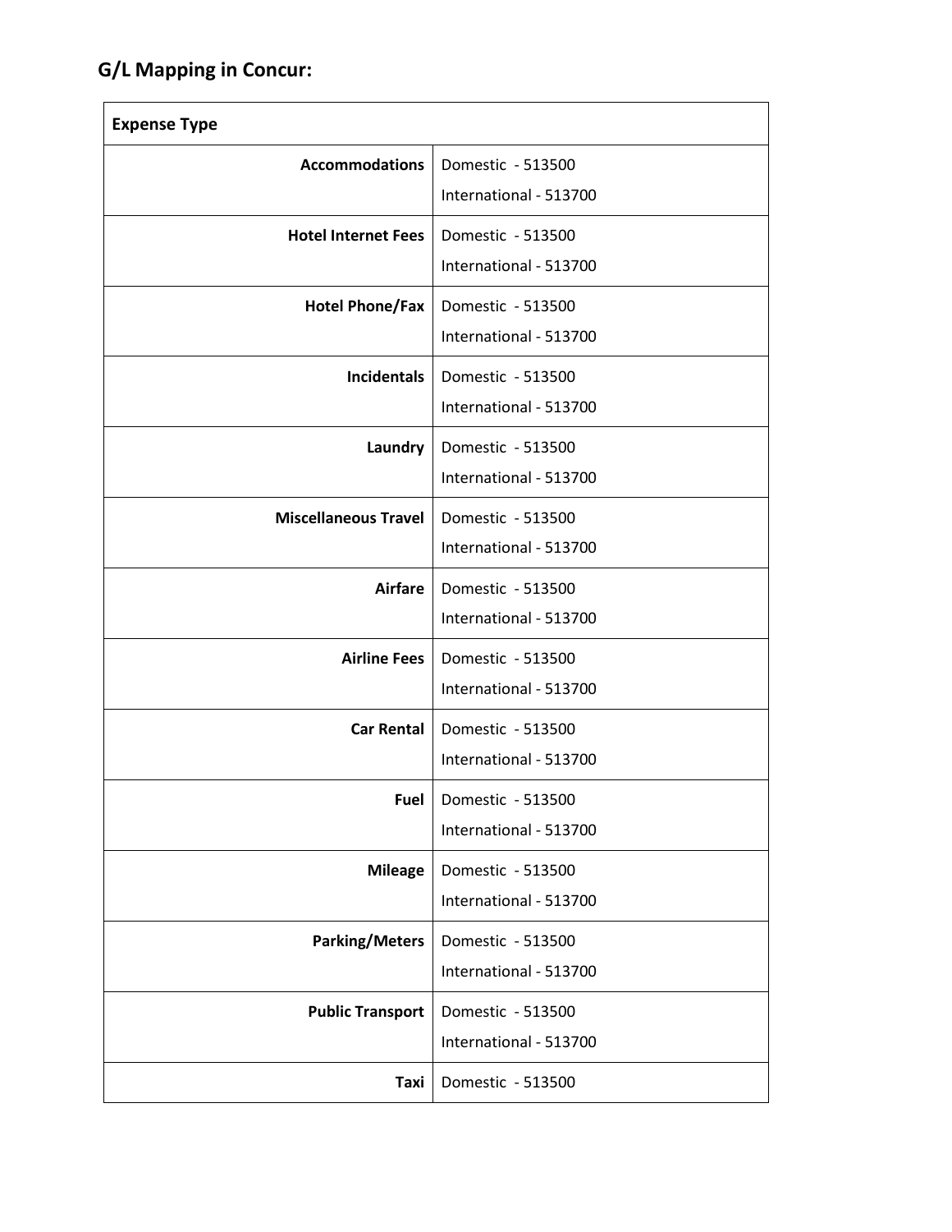## G/L Mapping in Concur:

| Expense Type | |
|---|---|
| **Accommodations** | Domestic - 513500<br>International - 513700 |
| **Hotel Internet Fees** | Domestic - 513500<br>International - 513700 |
| **Hotel Phone/Fax** | Domestic - 513500<br>International - 513700 |
| **Incidentals** | Domestic - 513500<br>International - 513700 |
| **Laundry** | Domestic - 513500<br>International - 513700 |
| **Miscellaneous Travel** | Domestic - 513500<br>International - 513700 |
| **Airfare** | Domestic - 513500<br>International - 513700 |
| **Airline Fees** | Domestic - 513500<br>International - 513700 |
| **Car Rental** | Domestic - 513500<br>International - 513700 |
| **Fuel** | Domestic - 513500<br>International - 513700 |
| **Mileage** | Domestic - 513500<br>International - 513700 |
| **Parking/Meters** | Domestic - 513500<br>International - 513700 |
| **Public Transport** | Domestic - 513500<br>International - 513700 |
| **Taxi** | Domestic - 513500 |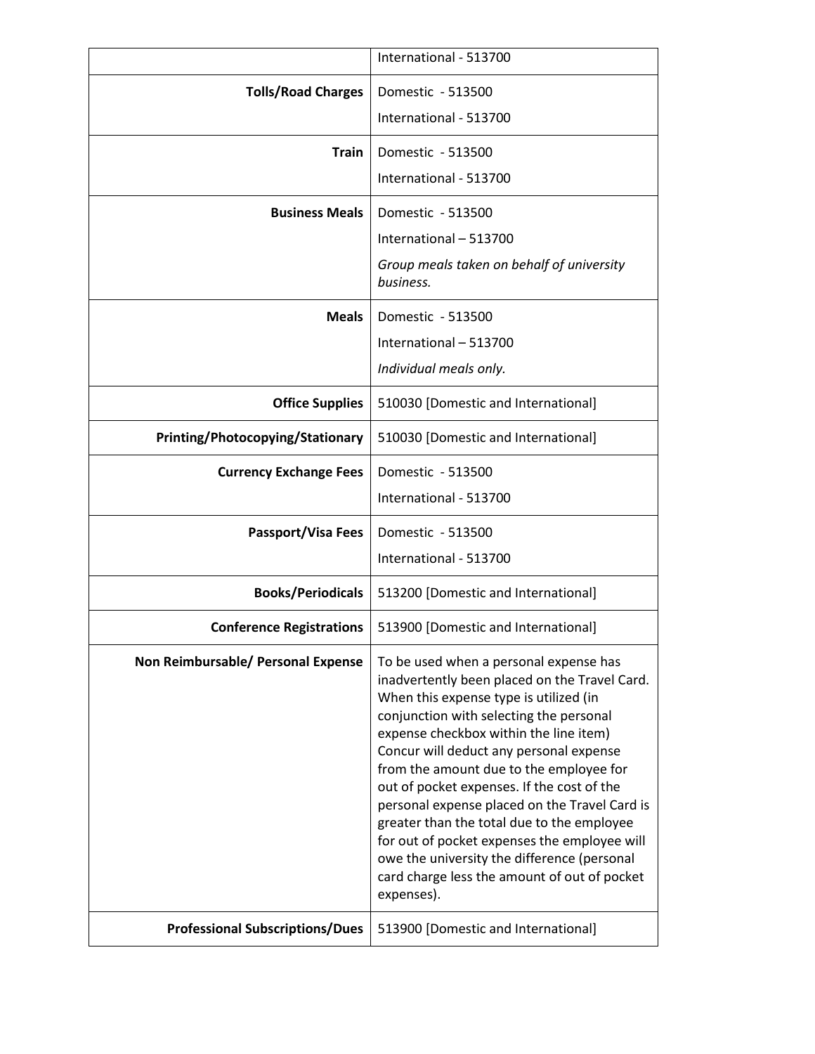| | |
|---|---|
| | International - 513700 |
| **Tolls/Road Charges** | Domestic - 513500<br>International - 513700 |
| **Train** | Domestic - 513500<br>International - 513700 |
| **Business Meals** | Domestic - 513500<br>International – 513700<br>*Group meals taken on behalf of university business.* |
| **Meals** | Domestic - 513500<br>International – 513700<br>*Individual meals only.* |
| **Office Supplies** | 510030 [Domestic and International] |
| **Printing/Photocopying/Stationary** | 510030 [Domestic and International] |
| **Currency Exchange Fees** | Domestic - 513500<br>International - 513700 |
| **Passport/Visa Fees** | Domestic - 513500<br>International - 513700 |
| **Books/Periodicals** | 513200 [Domestic and International] |
| **Conference Registrations** | 513900 [Domestic and International] |
| **Non Reimbursable/ Personal Expense** | To be used when a personal expense has inadvertently been placed on the Travel Card. When this expense type is utilized (in conjunction with selecting the personal expense checkbox within the line item) Concur will deduct any personal expense from the amount due to the employee for out of pocket expenses. If the cost of the personal expense placed on the Travel Card is greater than the total due to the employee for out of pocket expenses the employee will owe the university the difference (personal card charge less the amount of out of pocket expenses). |
| **Professional Subscriptions/Dues** | 513900 [Domestic and International] |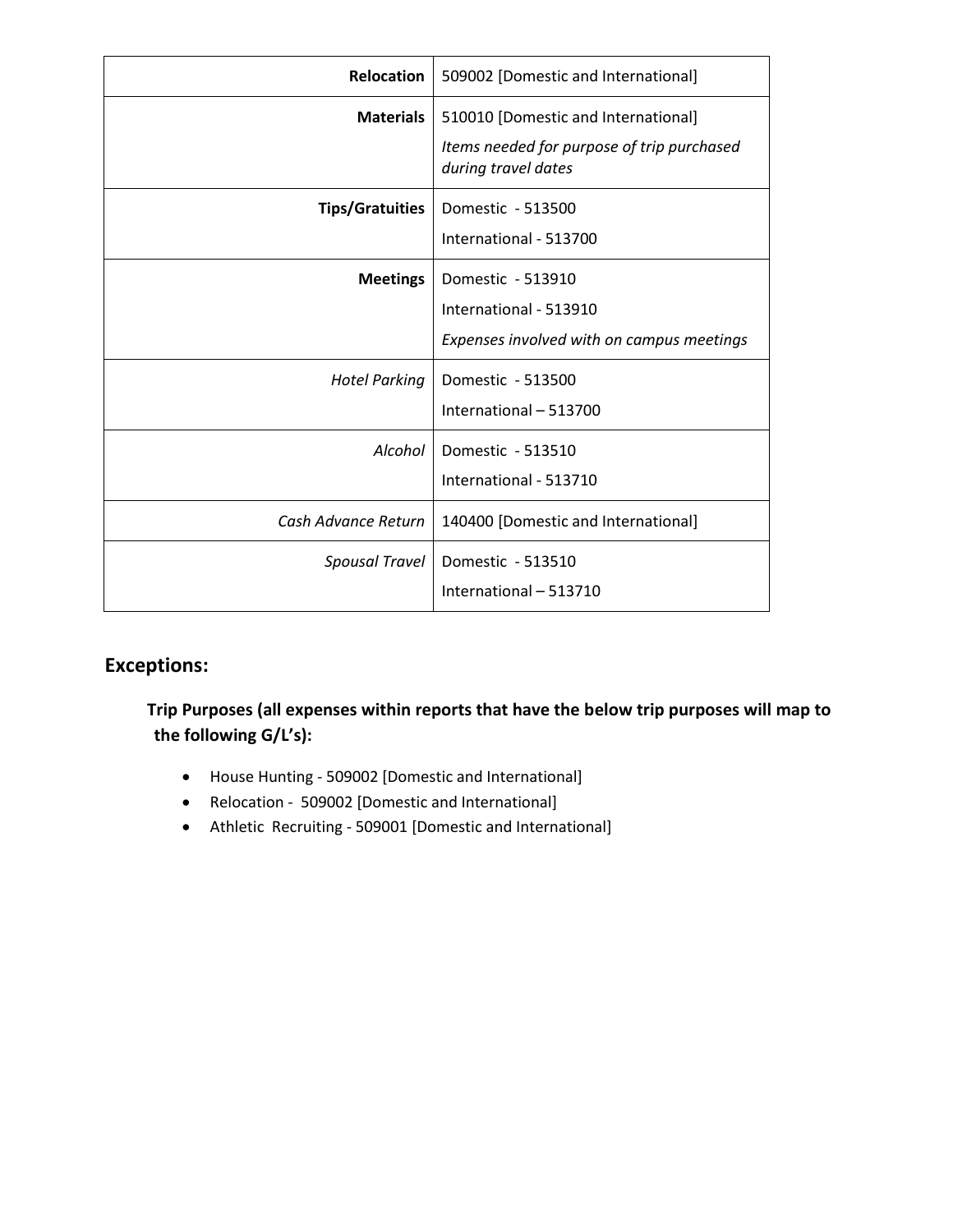| | |
|---|---|
| **Relocation** | 509002 [Domestic and International] |
| **Materials** | 510010 [Domestic and International]<br>*Items needed for purpose of trip purchased during travel dates* |
| **Tips/Gratuities** | Domestic - 513500<br>International - 513700 |
| **Meetings** | Domestic - 513910<br>International - 513910<br>*Expenses involved with on campus meetings* |
| *Hotel Parking* | Domestic - 513500<br>International – 513700 |
| *Alcohol* | Domestic - 513510<br>International - 513710 |
| *Cash Advance Return* | 140400 [Domestic and International] |
| *Spousal Travel* | Domestic - 513510<br>International – 513710 |

## Exceptions:

**Trip Purposes (all expenses within reports that have the below trip purposes will map to the following G/L's):**

- House Hunting - 509002 [Domestic and International]
- Relocation - 509002 [Domestic and International]
- Athletic Recruiting - 509001 [Domestic and International]